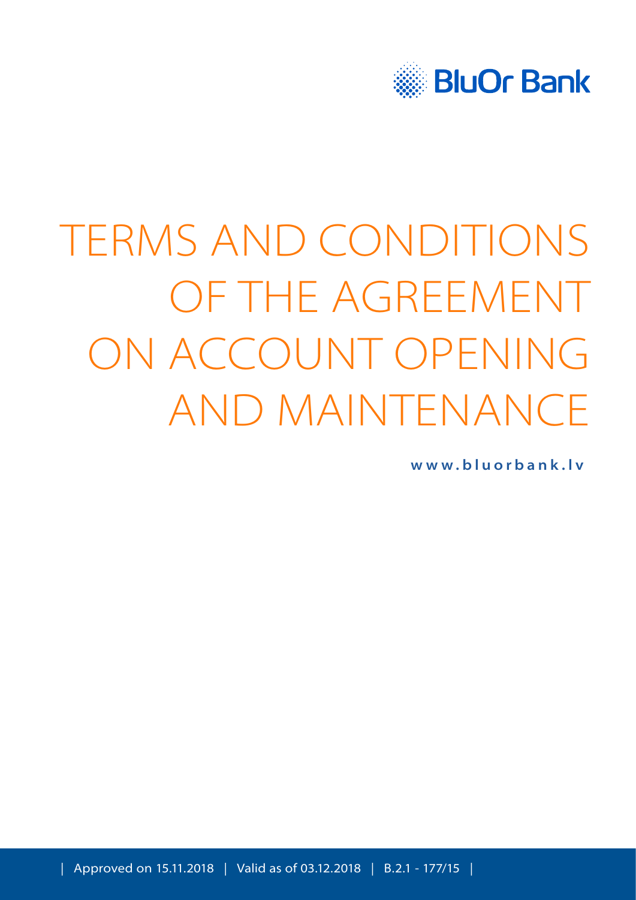BluOr Bank

# TERMS AND CONDITIONS OF THE AGREEMENT ON ACCOUNT OPENING AND MAINTENANCE

www.bluorbank.lv

| Approved on 15.11.2018 | Valid as of 03.12.2018 | B.2.1 - 177/15 |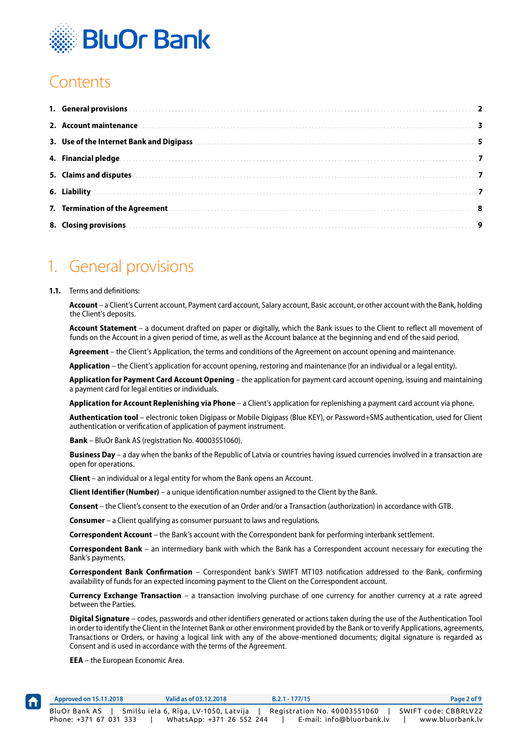# Contents

1. **General provisions** ........ 2
2. **Account maintenance** ........ 3
3. **Use of the Internet Bank and Digipass** ........ 5
4. **Financial pledge** ........ 7
5. **Claims and disputes** ........ 7
6. **Liability** ........ 7
7. **Termination of the Agreement** ........ 8
8. **Closing provisions** ........ 9

# 1. General provisions

**1.1.** Terms and definitions:

**Account** – a Client's Current account, Payment card account, Salary account, Basic account, or other account with the Bank, holding the Client's deposits.

**Account Statement** – a document drafted on paper or digitally, which the Bank issues to the Client to reflect all movement of funds on the Account in a given period of time, as well as the Account balance at the beginning and end of the said period.

**Agreement** – the Client's Application, the terms and conditions of the Agreement on account opening and maintenance.

**Application** – the Client's application for account opening, restoring and maintenance (for an individual or a legal entity).

**Application for Payment Card Account Opening** – the application for payment card account opening, issuing and maintaining a payment card for legal entities or individuals.

**Application for Account Replenishing via Phone** – a Client's application for replenishing a payment card account via phone.

**Authentication tool** – electronic token Digipass or Mobile Digipass (Blue KEY), or Password+SMS authentication, used for Client authentication or verification of application of payment instrument.

**Bank** – BluOr Bank AS (registration No. 40003551060).

**Business Day** – a day when the banks of the Republic of Latvia or countries having issued currencies involved in a transaction are open for operations.

**Client** – an individual or a legal entity for whom the Bank opens an Account.

**Client Identifier (Number)** – a unique identification number assigned to the Client by the Bank.

**Consent** – the Client's consent to the execution of an Order and/or a Transaction (authorization) in accordance with GTB.

**Consumer** – a Client qualifying as consumer pursuant to laws and regulations.

**Correspondent Account** – the Bank's account with the Correspondent bank for performing interbank settlement.

**Correspondent Bank** – an intermediary bank with which the Bank has a Correspondent account necessary for executing the Bank's payments.

**Correspondent Bank Confirmation** – Correspondent bank's SWIFT MT103 notification addressed to the Bank, confirming availability of funds for an expected incoming payment to the Client on the Correspondent account.

**Currency Exchange Transaction** – a transaction involving purchase of one currency for another currency at a rate agreed between the Parties.

**Digital Signature** – codes, passwords and other identifiers generated or actions taken during the use of the Authentication Tool in order to identify the Client in the Internet Bank or other environment provided by the Bank or to verify Applications, agreements, Transactions or Orders, or having a logical link with any of the above-mentioned documents; digital signature is regarded as Consent and is used in accordance with the terms of the Agreement.

**EEA** – the European Economic Area.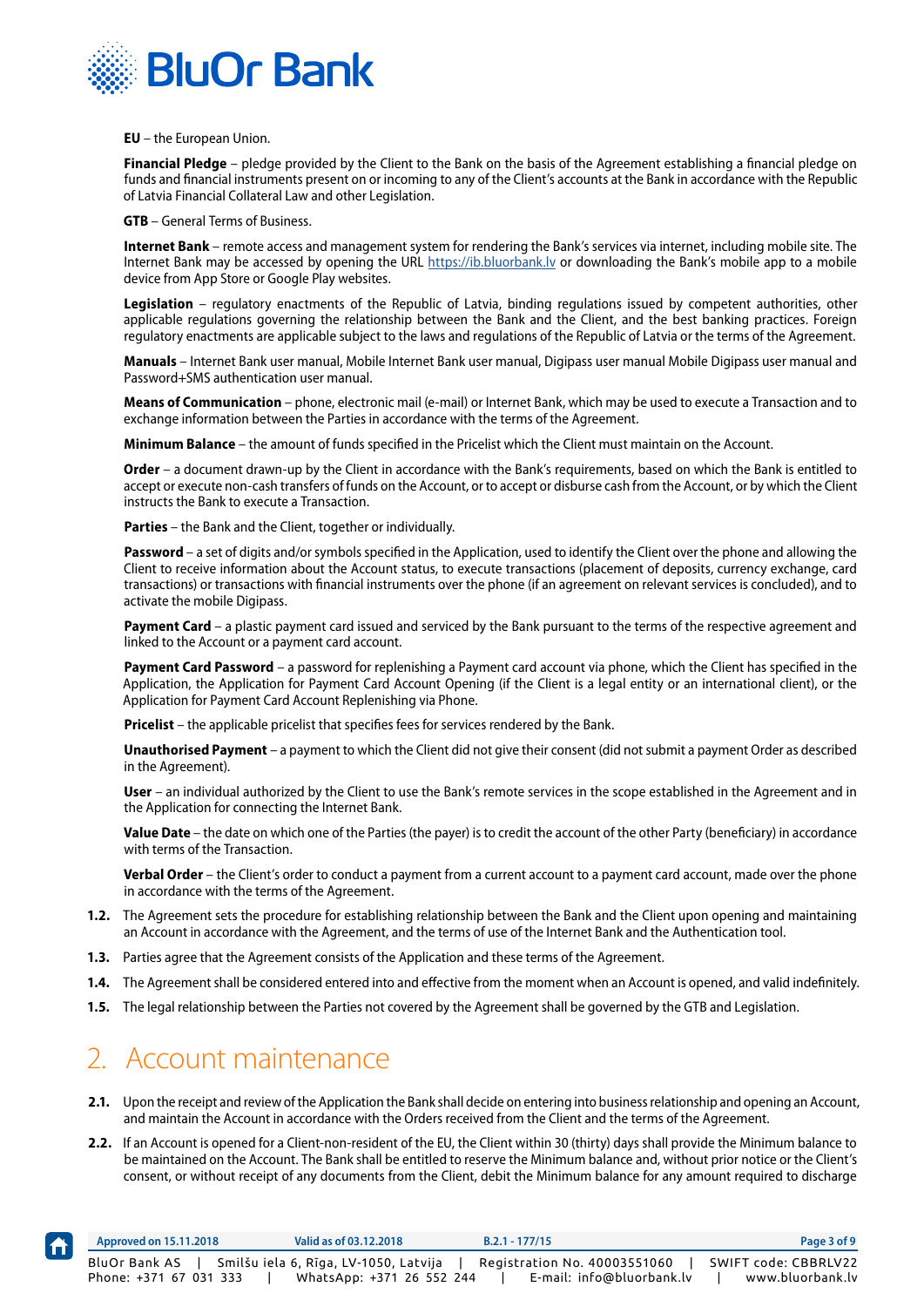**EU** – the European Union.

**Financial Pledge** – pledge provided by the Client to the Bank on the basis of the Agreement establishing a financial pledge on funds and financial instruments present on or incoming to any of the Client's accounts at the Bank in accordance with the Republic of Latvia Financial Collateral Law and other Legislation.

**GTB** – General Terms of Business.

**Internet Bank** – remote access and management system for rendering the Bank's services via internet, including mobile site. The Internet Bank may be accessed by opening the URL https://ib.bluorbank.lv or downloading the Bank's mobile app to a mobile device from App Store or Google Play websites.

**Legislation** – regulatory enactments of the Republic of Latvia, binding regulations issued by competent authorities, other applicable regulations governing the relationship between the Bank and the Client, and the best banking practices. Foreign regulatory enactments are applicable subject to the laws and regulations of the Republic of Latvia or the terms of the Agreement.

**Manuals** – Internet Bank user manual, Mobile Internet Bank user manual, Digipass user manual Mobile Digipass user manual and Password+SMS authentication user manual.

**Means of Communication** – phone, electronic mail (e-mail) or Internet Bank, which may be used to execute a Transaction and to exchange information between the Parties in accordance with the terms of the Agreement.

**Minimum Balance** – the amount of funds specified in the Pricelist which the Client must maintain on the Account.

**Order** – a document drawn-up by the Client in accordance with the Bank's requirements, based on which the Bank is entitled to accept or execute non-cash transfers of funds on the Account, or to accept or disburse cash from the Account, or by which the Client instructs the Bank to execute a Transaction.

**Parties** – the Bank and the Client, together or individually.

**Password** – a set of digits and/or symbols specified in the Application, used to identify the Client over the phone and allowing the Client to receive information about the Account status, to execute transactions (placement of deposits, currency exchange, card transactions) or transactions with financial instruments over the phone (if an agreement on relevant services is concluded), and to activate the mobile Digipass.

**Payment Card** – a plastic payment card issued and serviced by the Bank pursuant to the terms of the respective agreement and linked to the Account or a payment card account.

**Payment Card Password** – a password for replenishing a Payment card account via phone, which the Client has specified in the Application, the Application for Payment Card Account Opening (if the Client is a legal entity or an international client), or the Application for Payment Card Account Replenishing via Phone.

**Pricelist** – the applicable pricelist that specifies fees for services rendered by the Bank.

**Unauthorised Payment** – a payment to which the Client did not give their consent (did not submit a payment Order as described in the Agreement).

**User** – an individual authorized by the Client to use the Bank's remote services in the scope established in the Agreement and in the Application for connecting the Internet Bank.

**Value Date** – the date on which one of the Parties (the payer) is to credit the account of the other Party (beneficiary) in accordance with terms of the Transaction.

**Verbal Order** – the Client's order to conduct a payment from a current account to a payment card account, made over the phone in accordance with the terms of the Agreement.

**1.2.** The Agreement sets the procedure for establishing relationship between the Bank and the Client upon opening and maintaining an Account in accordance with the Agreement, and the terms of use of the Internet Bank and the Authentication tool.

**1.3.** Parties agree that the Agreement consists of the Application and these terms of the Agreement.

**1.4.** The Agreement shall be considered entered into and effective from the moment when an Account is opened, and valid indefinitely.

**1.5.** The legal relationship between the Parties not covered by the Agreement shall be governed by the GTB and Legislation.

# 2. Account maintenance

**2.1.** Upon the receipt and review of the Application the Bank shall decide on entering into business relationship and opening an Account, and maintain the Account in accordance with the Orders received from the Client and the terms of the Agreement.

**2.2.** If an Account is opened for a Client-non-resident of the EU, the Client within 30 (thirty) days shall provide the Minimum balance to be maintained on the Account. The Bank shall be entitled to reserve the Minimum balance and, without prior notice or the Client's consent, or without receipt of any documents from the Client, debit the Minimum balance for any amount required to discharge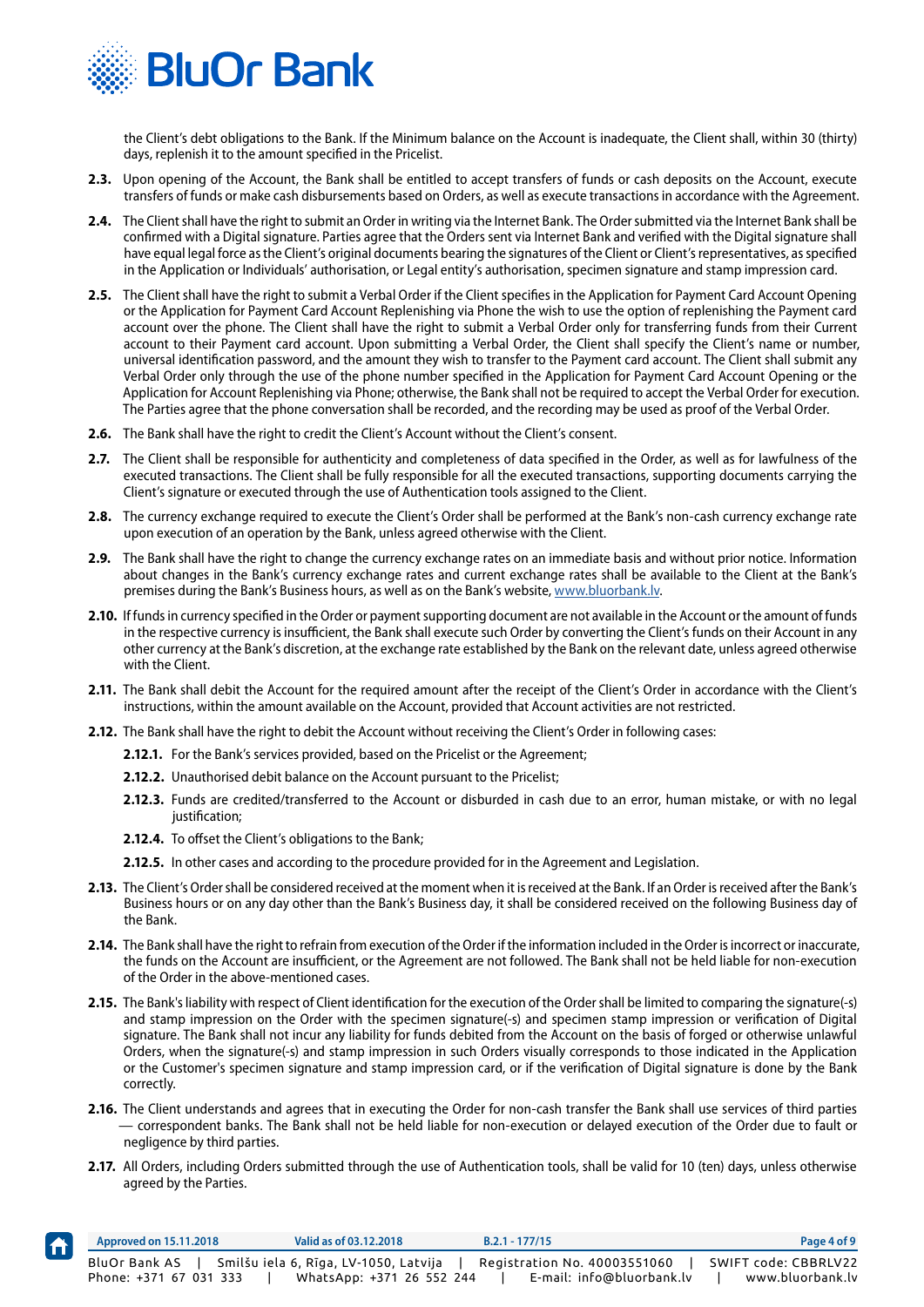the Client's debt obligations to the Bank. If the Minimum balance on the Account is inadequate, the Client shall, within 30 (thirty) days, replenish it to the amount specified in the Pricelist.

**2.3.** Upon opening of the Account, the Bank shall be entitled to accept transfers of funds or cash deposits on the Account, execute transfers of funds or make cash disbursements based on Orders, as well as execute transactions in accordance with the Agreement.

**2.4.** The Client shall have the right to submit an Order in writing via the Internet Bank. The Order submitted via the Internet Bank shall be confirmed with a Digital signature. Parties agree that the Orders sent via Internet Bank and verified with the Digital signature shall have equal legal force as the Client's original documents bearing the signatures of the Client or Client's representatives, as specified in the Application or Individuals' authorisation, or Legal entity's authorisation, specimen signature and stamp impression card.

**2.5.** The Client shall have the right to submit a Verbal Order if the Client specifies in the Application for Payment Card Account Opening or the Application for Payment Card Account Replenishing via Phone the wish to use the option of replenishing the Payment card account over the phone. The Client shall have the right to submit a Verbal Order only for transferring funds from their Current account to their Payment card account. Upon submitting a Verbal Order, the Client shall specify the Client's name or number, universal identification password, and the amount they wish to transfer to the Payment card account. The Client shall submit any Verbal Order only through the use of the phone number specified in the Application for Payment Card Account Opening or the Application for Account Replenishing via Phone; otherwise, the Bank shall not be required to accept the Verbal Order for execution. The Parties agree that the phone conversation shall be recorded, and the recording may be used as proof of the Verbal Order.

**2.6.** The Bank shall have the right to credit the Client's Account without the Client's consent.

**2.7.** The Client shall be responsible for authenticity and completeness of data specified in the Order, as well as for lawfulness of the executed transactions. The Client shall be fully responsible for all the executed transactions, supporting documents carrying the Client's signature or executed through the use of Authentication tools assigned to the Client.

**2.8.** The currency exchange required to execute the Client's Order shall be performed at the Bank's non-cash currency exchange rate upon execution of an operation by the Bank, unless agreed otherwise with the Client.

**2.9.** The Bank shall have the right to change the currency exchange rates on an immediate basis and without prior notice. Information about changes in the Bank's currency exchange rates and current exchange rates shall be available to the Client at the Bank's premises during the Bank's Business hours, as well as on the Bank's website, www.bluorbank.lv.

**2.10.** If funds in currency specified in the Order or payment supporting document are not available in the Account or the amount of funds in the respective currency is insufficient, the Bank shall execute such Order by converting the Client's funds on their Account in any other currency at the Bank's discretion, at the exchange rate established by the Bank on the relevant date, unless agreed otherwise with the Client.

**2.11.** The Bank shall debit the Account for the required amount after the receipt of the Client's Order in accordance with the Client's instructions, within the amount available on the Account, provided that Account activities are not restricted.

**2.12.** The Bank shall have the right to debit the Account without receiving the Client's Order in following cases:

- **2.12.1.** For the Bank's services provided, based on the Pricelist or the Agreement;
- **2.12.2.** Unauthorised debit balance on the Account pursuant to the Pricelist;
- **2.12.3.** Funds are credited/transferred to the Account or disburded in cash due to an error, human mistake, or with no legal justification;
- **2.12.4.** To offset the Client's obligations to the Bank;
- **2.12.5.** In other cases and according to the procedure provided for in the Agreement and Legislation.

**2.13.** The Client's Order shall be considered received at the moment when it is received at the Bank. If an Order is received after the Bank's Business hours or on any day other than the Bank's Business day, it shall be considered received on the following Business day of the Bank.

**2.14.** The Bank shall have the right to refrain from execution of the Order if the information included in the Order is incorrect or inaccurate, the funds on the Account are insufficient, or the Agreement are not followed. The Bank shall not be held liable for non-execution of the Order in the above-mentioned cases.

**2.15.** The Bank's liability with respect of Client identification for the execution of the Order shall be limited to comparing the signature(-s) and stamp impression on the Order with the specimen signature(-s) and specimen stamp impression or verification of Digital signature. The Bank shall not incur any liability for funds debited from the Account on the basis of forged or otherwise unlawful Orders, when the signature(-s) and stamp impression in such Orders visually corresponds to those indicated in the Application or the Customer's specimen signature and stamp impression card, or if the verification of Digital signature is done by the Bank correctly.

**2.16.** The Client understands and agrees that in executing the Order for non-cash transfer the Bank shall use services of third parties — correspondent banks. The Bank shall not be held liable for non-execution or delayed execution of the Order due to fault or negligence by third parties.

**2.17.** All Orders, including Orders submitted through the use of Authentication tools, shall be valid for 10 (ten) days, unless otherwise agreed by the Parties.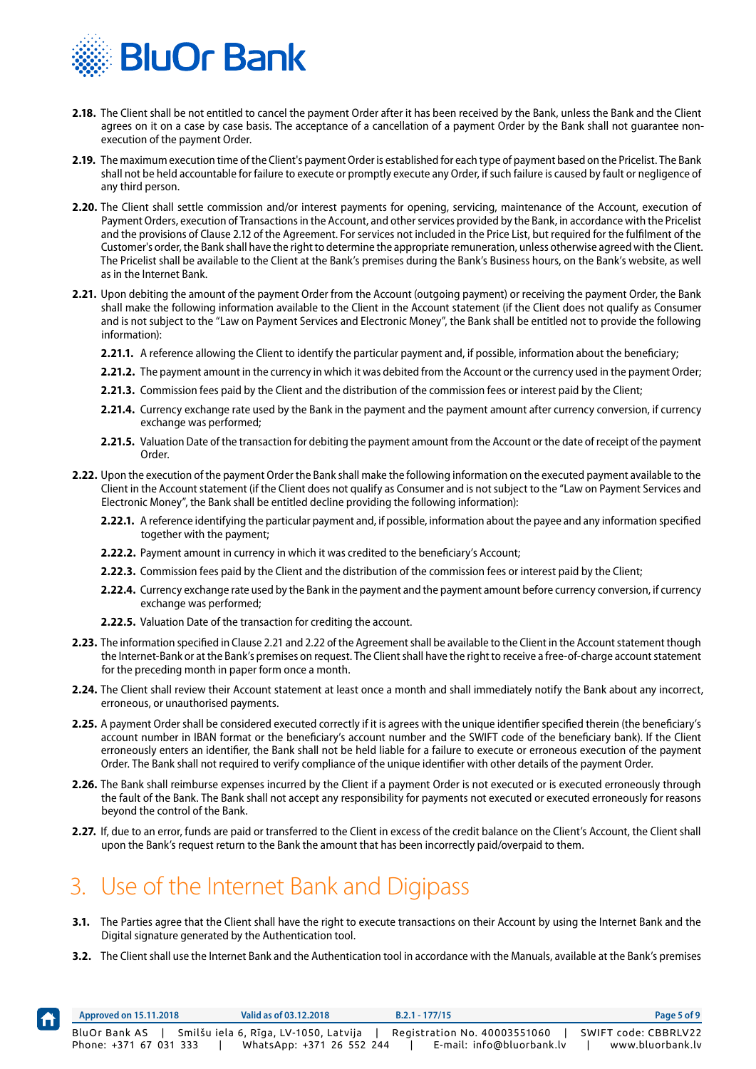**2.18.** The Client shall be not entitled to cancel the payment Order after it has been received by the Bank, unless the Bank and the Client agrees on it on a case by case basis. The acceptance of a cancellation of a payment Order by the Bank shall not guarantee non-execution of the payment Order.

**2.19.** The maximum execution time of the Client's payment Order is established for each type of payment based on the Pricelist. The Bank shall not be held accountable for failure to execute or promptly execute any Order, if such failure is caused by fault or negligence of any third person.

**2.20.** The Client shall settle commission and/or interest payments for opening, servicing, maintenance of the Account, execution of Payment Orders, execution of Transactions in the Account, and other services provided by the Bank, in accordance with the Pricelist and the provisions of Clause 2.12 of the Agreement. For services not included in the Price List, but required for the fulfilment of the Customer's order, the Bank shall have the right to determine the appropriate remuneration, unless otherwise agreed with the Client. The Pricelist shall be available to the Client at the Bank's premises during the Bank's Business hours, on the Bank's website, as well as in the Internet Bank.

**2.21.** Upon debiting the amount of the payment Order from the Account (outgoing payment) or receiving the payment Order, the Bank shall make the following information available to the Client in the Account statement (if the Client does not qualify as Consumer and is not subject to the "Law on Payment Services and Electronic Money", the Bank shall be entitled not to provide the following information):

- **2.21.1.** A reference allowing the Client to identify the particular payment and, if possible, information about the beneficiary;
- **2.21.2.** The payment amount in the currency in which it was debited from the Account or the currency used in the payment Order;
- **2.21.3.** Commission fees paid by the Client and the distribution of the commission fees or interest paid by the Client;
- **2.21.4.** Currency exchange rate used by the Bank in the payment and the payment amount after currency conversion, if currency exchange was performed;
- **2.21.5.** Valuation Date of the transaction for debiting the payment amount from the Account or the date of receipt of the payment Order.

**2.22.** Upon the execution of the payment Order the Bank shall make the following information on the executed payment available to the Client in the Account statement (if the Client does not qualify as Consumer and is not subject to the "Law on Payment Services and Electronic Money", the Bank shall be entitled decline providing the following information):

- **2.22.1.** A reference identifying the particular payment and, if possible, information about the payee and any information specified together with the payment;
- **2.22.2.** Payment amount in currency in which it was credited to the beneficiary's Account;
- **2.22.3.** Commission fees paid by the Client and the distribution of the commission fees or interest paid by the Client;
- **2.22.4.** Currency exchange rate used by the Bank in the payment and the payment amount before currency conversion, if currency exchange was performed;
- **2.22.5.** Valuation Date of the transaction for crediting the account.

**2.23.** The information specified in Clause 2.21 and 2.22 of the Agreement shall be available to the Client in the Account statement though the Internet-Bank or at the Bank's premises on request. The Client shall have the right to receive a free-of-charge account statement for the preceding month in paper form once a month.

**2.24.** The Client shall review their Account statement at least once a month and shall immediately notify the Bank about any incorrect, erroneous, or unauthorised payments.

**2.25.** A payment Order shall be considered executed correctly if it is agrees with the unique identifier specified therein (the beneficiary's account number in IBAN format or the beneficiary's account number and the SWIFT code of the beneficiary bank). If the Client erroneously enters an identifier, the Bank shall not be held liable for a failure to execute or erroneous execution of the payment Order. The Bank shall not required to verify compliance of the unique identifier with other details of the payment Order.

**2.26.** The Bank shall reimburse expenses incurred by the Client if a payment Order is not executed or is executed erroneously through the fault of the Bank. The Bank shall not accept any responsibility for payments not executed or executed erroneously for reasons beyond the control of the Bank.

**2.27.** If, due to an error, funds are paid or transferred to the Client in excess of the credit balance on the Client's Account, the Client shall upon the Bank's request return to the Bank the amount that has been incorrectly paid/overpaid to them.

# 3. Use of the Internet Bank and Digipass

**3.1.** The Parties agree that the Client shall have the right to execute transactions on their Account by using the Internet Bank and the Digital signature generated by the Authentication tool.

**3.2.** The Client shall use the Internet Bank and the Authentication tool in accordance with the Manuals, available at the Bank's premises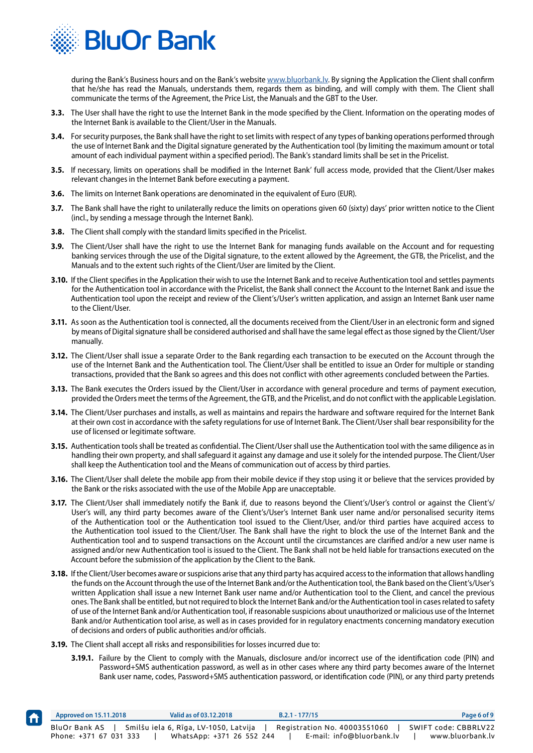during the Bank's Business hours and on the Bank's website www.bluorbank.lv. By signing the Application the Client shall confirm that he/she has read the Manuals, understands them, regards them as binding, and will comply with them. The Client shall communicate the terms of the Agreement, the Price List, the Manuals and the GBT to the User.

**3.3.** The User shall have the right to use the Internet Bank in the mode specified by the Client. Information on the operating modes of the Internet Bank is available to the Client/User in the Manuals.

**3.4.** For security purposes, the Bank shall have the right to set limits with respect of any types of banking operations performed through the use of Internet Bank and the Digital signature generated by the Authentication tool (by limiting the maximum amount or total amount of each individual payment within a specified period). The Bank's standard limits shall be set in the Pricelist.

**3.5.** If necessary, limits on operations shall be modified in the Internet Bank' full access mode, provided that the Client/User makes relevant changes in the Internet Bank before executing a payment.

**3.6.** The limits on Internet Bank operations are denominated in the equivalent of Euro (EUR).

**3.7.** The Bank shall have the right to unilaterally reduce the limits on operations given 60 (sixty) days' prior written notice to the Client (incl., by sending a message through the Internet Bank).

**3.8.** The Client shall comply with the standard limits specified in the Pricelist.

**3.9.** The Client/User shall have the right to use the Internet Bank for managing funds available on the Account and for requesting banking services through the use of the Digital signature, to the extent allowed by the Agreement, the GTB, the Pricelist, and the Manuals and to the extent such rights of the Client/User are limited by the Client.

**3.10.** If the Client specifies in the Application their wish to use the Internet Bank and to receive Authentication tool and settles payments for the Authentication tool in accordance with the Pricelist, the Bank shall connect the Account to the Internet Bank and issue the Authentication tool upon the receipt and review of the Client's/User's written application, and assign an Internet Bank user name to the Client/User.

**3.11.** As soon as the Authentication tool is connected, all the documents received from the Client/User in an electronic form and signed by means of Digital signature shall be considered authorised and shall have the same legal effect as those signed by the Client/User manually.

**3.12.** The Client/User shall issue a separate Order to the Bank regarding each transaction to be executed on the Account through the use of the Internet Bank and the Authentication tool. The Client/User shall be entitled to issue an Order for multiple or standing transactions, provided that the Bank so agrees and this does not conflict with other agreements concluded between the Parties.

**3.13.** The Bank executes the Orders issued by the Client/User in accordance with general procedure and terms of payment execution, provided the Orders meet the terms of the Agreement, the GTB, and the Pricelist, and do not conflict with the applicable Legislation.

**3.14.** The Client/User purchases and installs, as well as maintains and repairs the hardware and software required for the Internet Bank at their own cost in accordance with the safety regulations for use of Internet Bank. The Client/User shall bear responsibility for the use of licensed or legitimate software.

**3.15.** Authentication tools shall be treated as confidential. The Client/User shall use the Authentication tool with the same diligence as in handling their own property, and shall safeguard it against any damage and use it solely for the intended purpose. The Client/User shall keep the Authentication tool and the Means of communication out of access by third parties.

**3.16.** The Client/User shall delete the mobile app from their mobile device if they stop using it or believe that the services provided by the Bank or the risks associated with the use of the Mobile App are unacceptable.

**3.17.** The Client/User shall immediately notify the Bank if, due to reasons beyond the Client's/User's control or against the Client's/User's will, any third party becomes aware of the Client's/User's Internet Bank user name and/or personalised security items of the Authentication tool or the Authentication tool issued to the Client/User, and/or third parties have acquired access to the Authentication tool issued to the Client/User. The Bank shall have the right to block the use of the Internet Bank and the Authentication tool and to suspend transactions on the Account until the circumstances are clarified and/or a new user name is assigned and/or new Authentication tool is issued to the Client. The Bank shall not be held liable for transactions executed on the Account before the submission of the application by the Client to the Bank.

**3.18.** If the Client/User becomes aware or suspicions arise that any third party has acquired access to the information that allows handling the funds on the Account through the use of the Internet Bank and/or the Authentication tool, the Bank based on the Client's/User's written Application shall issue a new Internet Bank user name and/or Authentication tool to the Client, and cancel the previous ones. The Bank shall be entitled, but not required to block the Internet Bank and/or the Authentication tool in cases related to safety of use of the Internet Bank and/or Authentication tool, if reasonable suspicions about unauthorized or malicious use of the Internet Bank and/or Authentication tool arise, as well as in cases provided for in regulatory enactments concerning mandatory execution of decisions and orders of public authorities and/or officials.

**3.19.** The Client shall accept all risks and responsibilities for losses incurred due to:

**3.19.1.** Failure by the Client to comply with the Manuals, disclosure and/or incorrect use of the identification code (PIN) and Password+SMS authentication password, as well as in other cases where any third party becomes aware of the Internet Bank user name, codes, Password+SMS authentication password, or identification code (PIN), or any third party pretends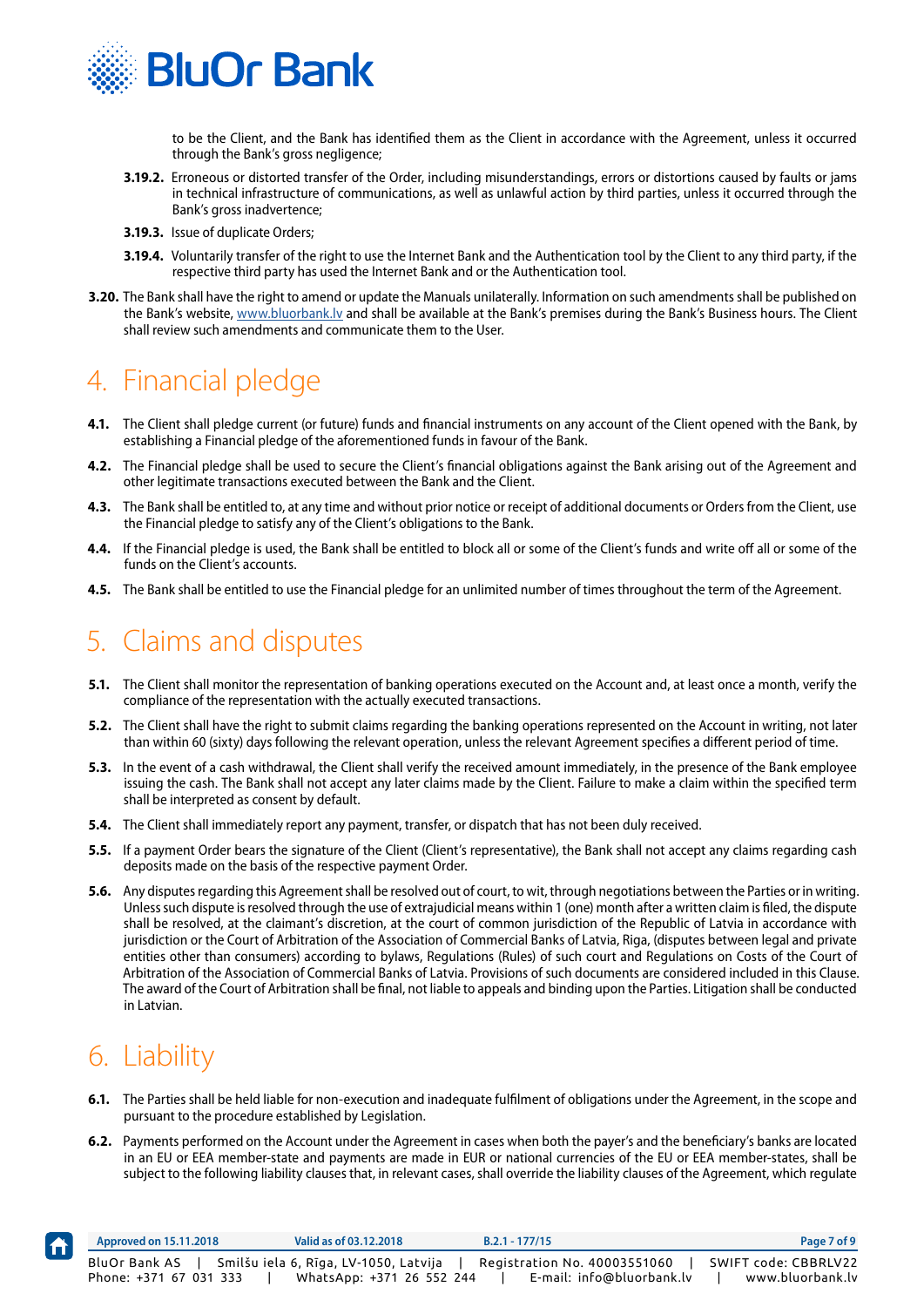to be the Client, and the Bank has identified them as the Client in accordance with the Agreement, unless it occurred through the Bank's gross negligence;

**3.19.2.** Erroneous or distorted transfer of the Order, including misunderstandings, errors or distortions caused by faults or jams in technical infrastructure of communications, as well as unlawful action by third parties, unless it occurred through the Bank's gross inadvertence;

**3.19.3.** Issue of duplicate Orders;

**3.19.4.** Voluntarily transfer of the right to use the Internet Bank and the Authentication tool by the Client to any third party, if the respective third party has used the Internet Bank and or the Authentication tool.

**3.20.** The Bank shall have the right to amend or update the Manuals unilaterally. Information on such amendments shall be published on the Bank's website, www.bluorbank.lv and shall be available at the Bank's premises during the Bank's Business hours. The Client shall review such amendments and communicate them to the User.

# 4. Financial pledge

**4.1.** The Client shall pledge current (or future) funds and financial instruments on any account of the Client opened with the Bank, by establishing a Financial pledge of the aforementioned funds in favour of the Bank.

**4.2.** The Financial pledge shall be used to secure the Client's financial obligations against the Bank arising out of the Agreement and other legitimate transactions executed between the Bank and the Client.

**4.3.** The Bank shall be entitled to, at any time and without prior notice or receipt of additional documents or Orders from the Client, use the Financial pledge to satisfy any of the Client's obligations to the Bank.

**4.4.** If the Financial pledge is used, the Bank shall be entitled to block all or some of the Client's funds and write off all or some of the funds on the Client's accounts.

**4.5.** The Bank shall be entitled to use the Financial pledge for an unlimited number of times throughout the term of the Agreement.

# 5. Claims and disputes

**5.1.** The Client shall monitor the representation of banking operations executed on the Account and, at least once a month, verify the compliance of the representation with the actually executed transactions.

**5.2.** The Client shall have the right to submit claims regarding the banking operations represented on the Account in writing, not later than within 60 (sixty) days following the relevant operation, unless the relevant Agreement specifies a different period of time.

**5.3.** In the event of a cash withdrawal, the Client shall verify the received amount immediately, in the presence of the Bank employee issuing the cash. The Bank shall not accept any later claims made by the Client. Failure to make a claim within the specified term shall be interpreted as consent by default.

**5.4.** The Client shall immediately report any payment, transfer, or dispatch that has not been duly received.

**5.5.** If a payment Order bears the signature of the Client (Client's representative), the Bank shall not accept any claims regarding cash deposits made on the basis of the respective payment Order.

**5.6.** Any disputes regarding this Agreement shall be resolved out of court, to wit, through negotiations between the Parties or in writing. Unless such dispute is resolved through the use of extrajudicial means within 1 (one) month after a written claim is filed, the dispute shall be resolved, at the claimant's discretion, at the court of common jurisdiction of the Republic of Latvia in accordance with jurisdiction or the Court of Arbitration of the Association of Commercial Banks of Latvia, Riga, (disputes between legal and private entities other than consumers) according to bylaws, Regulations (Rules) of such court and Regulations on Costs of the Court of Arbitration of the Association of Commercial Banks of Latvia. Provisions of such documents are considered included in this Clause. The award of the Court of Arbitration shall be final, not liable to appeals and binding upon the Parties. Litigation shall be conducted in Latvian.

# 6. Liability

**6.1.** The Parties shall be held liable for non-execution and inadequate fulfilment of obligations under the Agreement, in the scope and pursuant to the procedure established by Legislation.

**6.2.** Payments performed on the Account under the Agreement in cases when both the payer's and the beneficiary's banks are located in an EU or EEA member-state and payments are made in EUR or national currencies of the EU or EEA member-states, shall be subject to the following liability clauses that, in relevant cases, shall override the liability clauses of the Agreement, which regulate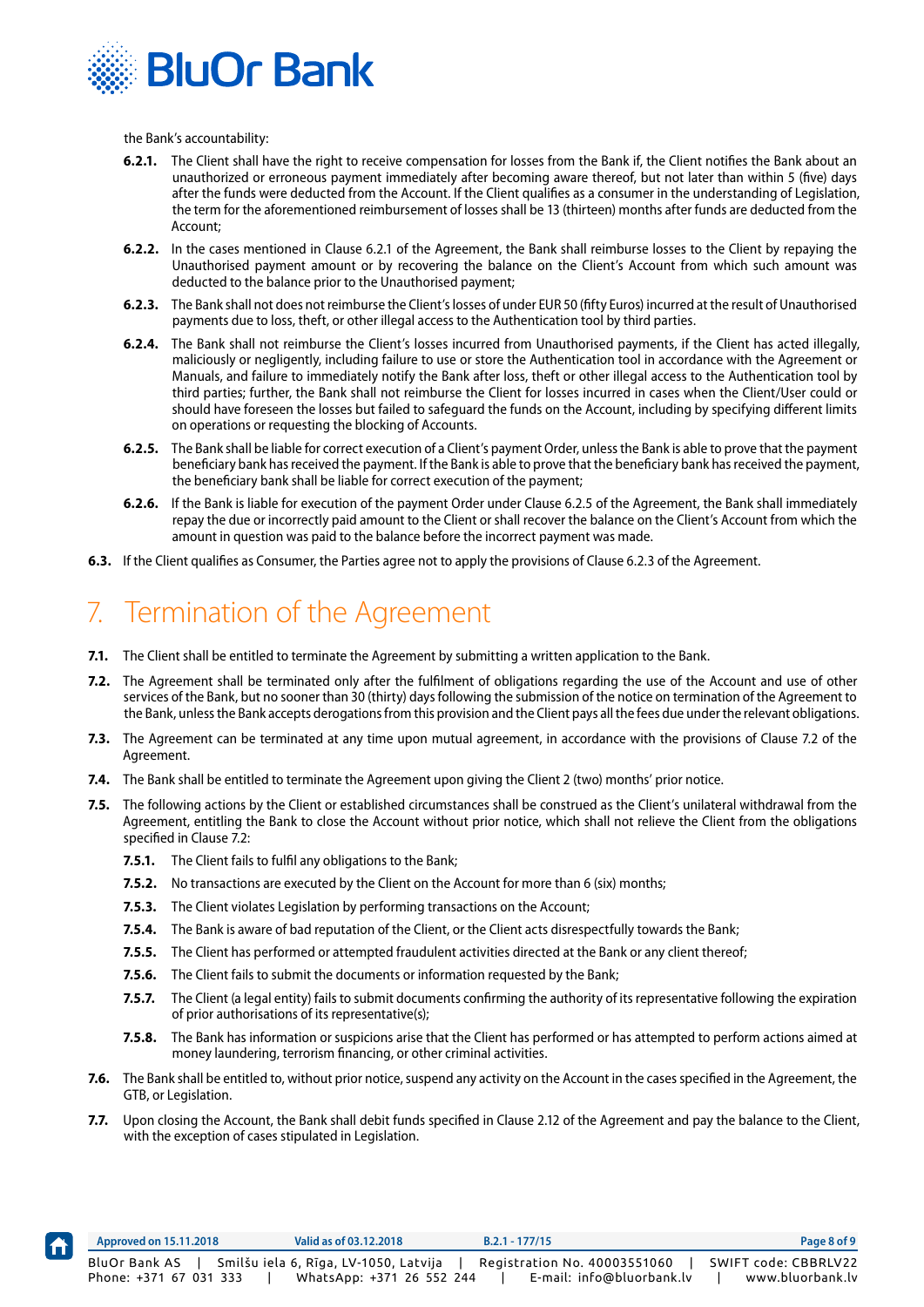the Bank's accountability:

**6.2.1.** The Client shall have the right to receive compensation for losses from the Bank if, the Client notifies the Bank about an unauthorized or erroneous payment immediately after becoming aware thereof, but not later than within 5 (five) days after the funds were deducted from the Account. If the Client qualifies as a consumer in the understanding of Legislation, the term for the aforementioned reimbursement of losses shall be 13 (thirteen) months after funds are deducted from the Account;

**6.2.2.** In the cases mentioned in Clause 6.2.1 of the Agreement, the Bank shall reimburse losses to the Client by repaying the Unauthorised payment amount or by recovering the balance on the Client's Account from which such amount was deducted to the balance prior to the Unauthorised payment;

**6.2.3.** The Bank shall not does not reimburse the Client's losses of under EUR 50 (fifty Euros) incurred at the result of Unauthorised payments due to loss, theft, or other illegal access to the Authentication tool by third parties.

**6.2.4.** The Bank shall not reimburse the Client's losses incurred from Unauthorised payments, if the Client has acted illegally, maliciously or negligently, including failure to use or store the Authentication tool in accordance with the Agreement or Manuals, and failure to immediately notify the Bank after loss, theft or other illegal access to the Authentication tool by third parties; further, the Bank shall not reimburse the Client for losses incurred in cases when the Client/User could or should have foreseen the losses but failed to safeguard the funds on the Account, including by specifying different limits on operations or requesting the blocking of Accounts.

**6.2.5.** The Bank shall be liable for correct execution of a Client's payment Order, unless the Bank is able to prove that the payment beneficiary bank has received the payment. If the Bank is able to prove that the beneficiary bank has received the payment, the beneficiary bank shall be liable for correct execution of the payment;

**6.2.6.** If the Bank is liable for execution of the payment Order under Clause 6.2.5 of the Agreement, the Bank shall immediately repay the due or incorrectly paid amount to the Client or shall recover the balance on the Client's Account from which the amount in question was paid to the balance before the incorrect payment was made.

**6.3.** If the Client qualifies as Consumer, the Parties agree not to apply the provisions of Clause 6.2.3 of the Agreement.

# 7. Termination of the Agreement

**7.1.** The Client shall be entitled to terminate the Agreement by submitting a written application to the Bank.

**7.2.** The Agreement shall be terminated only after the fulfilment of obligations regarding the use of the Account and use of other services of the Bank, but no sooner than 30 (thirty) days following the submission of the notice on termination of the Agreement to the Bank, unless the Bank accepts derogations from this provision and the Client pays all the fees due under the relevant obligations.

**7.3.** The Agreement can be terminated at any time upon mutual agreement, in accordance with the provisions of Clause 7.2 of the Agreement.

**7.4.** The Bank shall be entitled to terminate the Agreement upon giving the Client 2 (two) months' prior notice.

**7.5.** The following actions by the Client or established circumstances shall be construed as the Client's unilateral withdrawal from the Agreement, entitling the Bank to close the Account without prior notice, which shall not relieve the Client from the obligations specified in Clause 7.2:

**7.5.1.** The Client fails to fulfil any obligations to the Bank;

**7.5.2.** No transactions are executed by the Client on the Account for more than 6 (six) months;

**7.5.3.** The Client violates Legislation by performing transactions on the Account;

**7.5.4.** The Bank is aware of bad reputation of the Client, or the Client acts disrespectfully towards the Bank;

**7.5.5.** The Client has performed or attempted fraudulent activities directed at the Bank or any client thereof;

**7.5.6.** The Client fails to submit the documents or information requested by the Bank;

**7.5.7.** The Client (a legal entity) fails to submit documents confirming the authority of its representative following the expiration of prior authorisations of its representative(s);

**7.5.8.** The Bank has information or suspicions arise that the Client has performed or has attempted to perform actions aimed at money laundering, terrorism financing, or other criminal activities.

**7.6.** The Bank shall be entitled to, without prior notice, suspend any activity on the Account in the cases specified in the Agreement, the GTB, or Legislation.

**7.7.** Upon closing the Account, the Bank shall debit funds specified in Clause 2.12 of the Agreement and pay the balance to the Client, with the exception of cases stipulated in Legislation.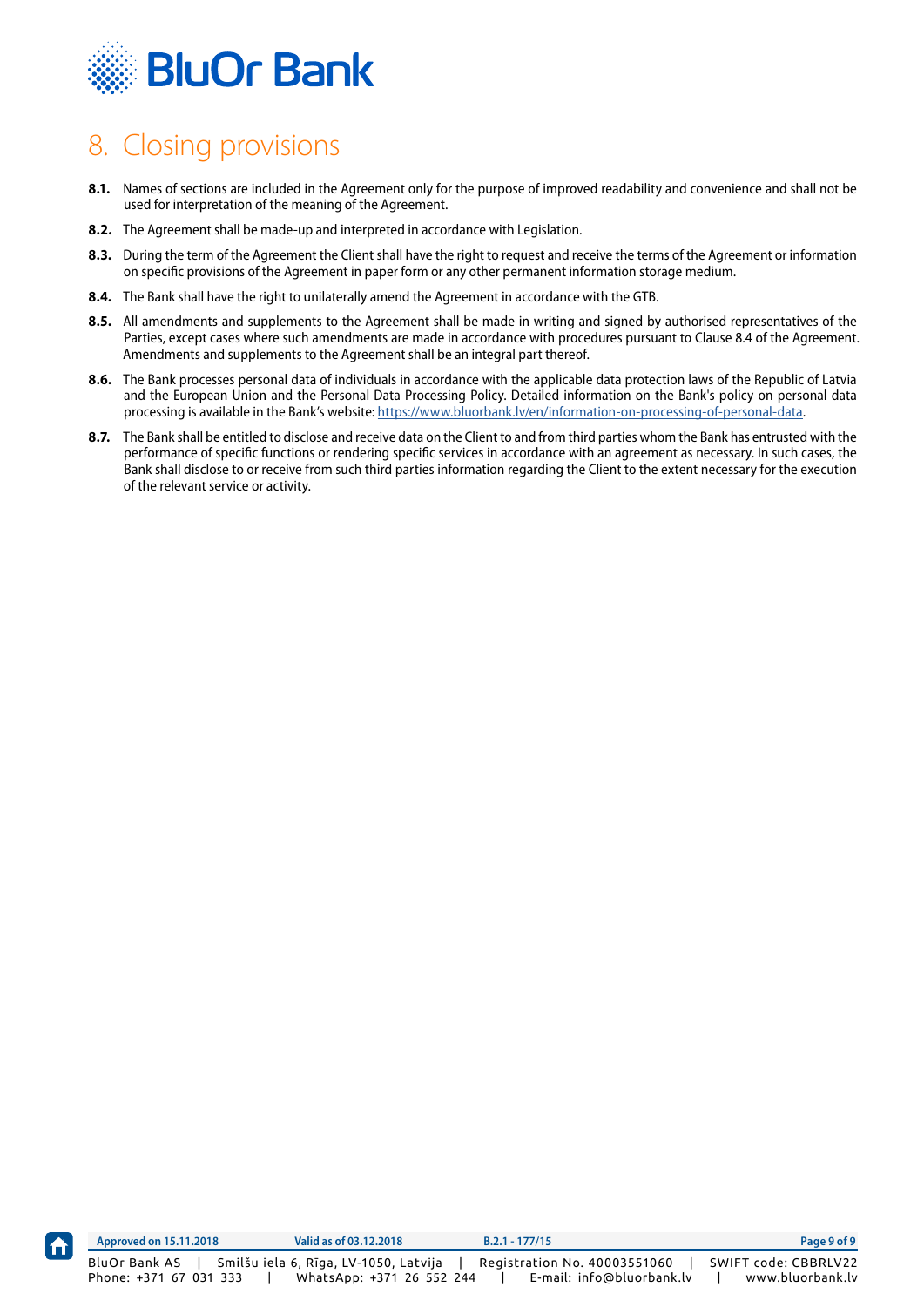# 8. Closing provisions

**8.1.** Names of sections are included in the Agreement only for the purpose of improved readability and convenience and shall not be used for interpretation of the meaning of the Agreement.

**8.2.** The Agreement shall be made-up and interpreted in accordance with Legislation.

**8.3.** During the term of the Agreement the Client shall have the right to request and receive the terms of the Agreement or information on specific provisions of the Agreement in paper form or any other permanent information storage medium.

**8.4.** The Bank shall have the right to unilaterally amend the Agreement in accordance with the GTB.

**8.5.** All amendments and supplements to the Agreement shall be made in writing and signed by authorised representatives of the Parties, except cases where such amendments are made in accordance with procedures pursuant to Clause 8.4 of the Agreement. Amendments and supplements to the Agreement shall be an integral part thereof.

**8.6.** The Bank processes personal data of individuals in accordance with the applicable data protection laws of the Republic of Latvia and the European Union and the Personal Data Processing Policy. Detailed information on the Bank's policy on personal data processing is available in the Bank's website: [https://www.bluorbank.lv/en/information-on-processing-of-personal-data](https://www.bluorbank.lv/en/information-on-processing-of-personal-data).

**8.7.** The Bank shall be entitled to disclose and receive data on the Client to and from third parties whom the Bank has entrusted with the performance of specific functions or rendering specific services in accordance with an agreement as necessary. In such cases, the Bank shall disclose to or receive from such third parties information regarding the Client to the extent necessary for the execution of the relevant service or activity.